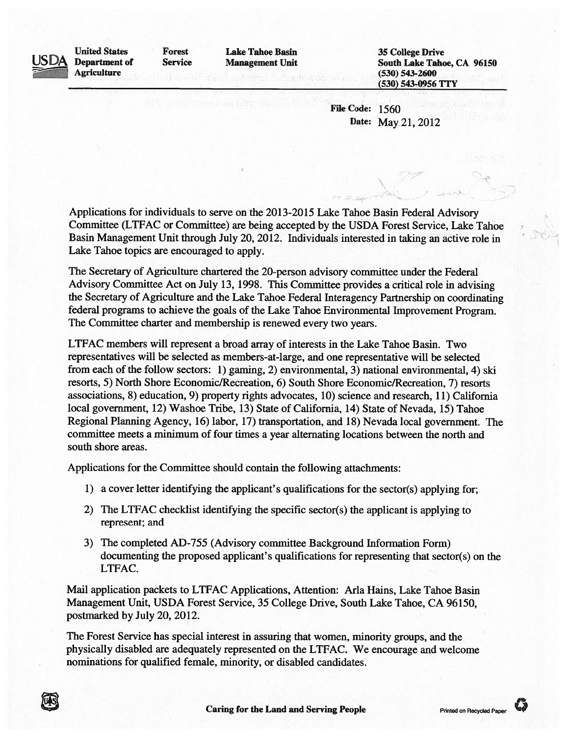USDA **United States Department of Agriculture** | **Forest Service** | **Lake Tahoe Basin Management Unit** | **35 College Drive South Lake Tahoe, CA 96150 (530) 543-2600 (530) 543-0956 TTY**

---

**File Code:** 1560
**Date:** May 21, 2012

Applications for individuals to serve on the 2013-2015 Lake Tahoe Basin Federal Advisory Committee (LTFAC or Committee) are being accepted by the USDA Forest Service, Lake Tahoe Basin Management Unit through July 20, 2012. Individuals interested in taking an active role in Lake Tahoe topics are encouraged to apply.

The Secretary of Agriculture chartered the 20-person advisory committee under the Federal Advisory Committee Act on July 13, 1998. This Committee provides a critical role in advising the Secretary of Agriculture and the Lake Tahoe Federal Interagency Partnership on coordinating federal programs to achieve the goals of the Lake Tahoe Environmental Improvement Program. The Committee charter and membership is renewed every two years.

LTFAC members will represent a broad array of interests in the Lake Tahoe Basin. Two representatives will be selected as members-at-large, and one representative will be selected from each of the follow sectors: 1) gaming, 2) environmental, 3) national environmental, 4) ski resorts, 5) North Shore Economic/Recreation, 6) South Shore Economic/Recreation, 7) resorts associations, 8) education, 9) property rights advocates, 10) science and research, 11) California local government, 12) Washoe Tribe, 13) State of California, 14) State of Nevada, 15) Tahoe Regional Planning Agency, 16) labor, 17) transportation, and 18) Nevada local government. The committee meets a minimum of four times a year alternating locations between the north and south shore areas.

Applications for the Committee should contain the following attachments:

1) a cover letter identifying the applicant's qualifications for the sector(s) applying for;
2) The LTFAC checklist identifying the specific sector(s) the applicant is applying to represent; and
3) The completed AD-755 (Advisory committee Background Information Form) documenting the proposed applicant's qualifications for representing that sector(s) on the LTFAC.

Mail application packets to LTFAC Applications, Attention: Arla Hains, Lake Tahoe Basin Management Unit, USDA Forest Service, 35 College Drive, South Lake Tahoe, CA 96150, postmarked by July 20, 2012.

The Forest Service has special interest in assuring that women, minority groups, and the physically disabled are adequately represented on the LTFAC. We encourage and welcome nominations for qualified female, minority, or disabled candidates.

**Caring for the Land and Serving People** Printed on Recycled Paper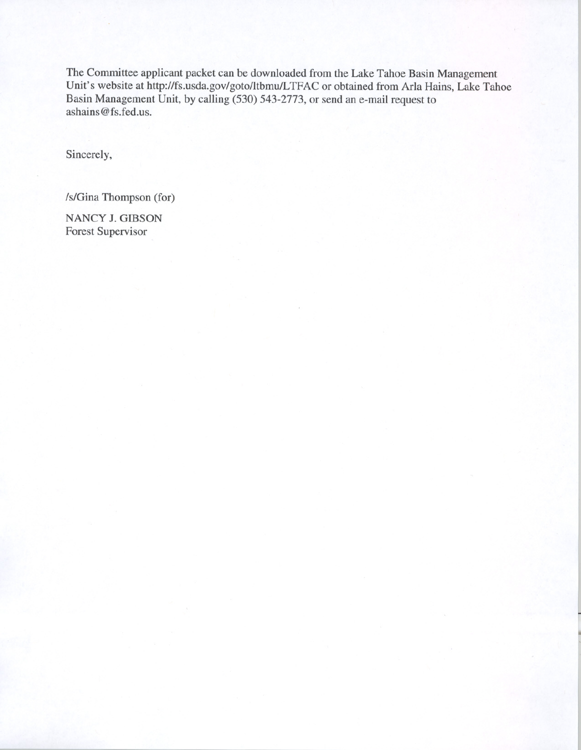The Committee applicant packet can be downloaded from the Lake Tahoe Basin Management Unit's website at http://fs.usda.gov/goto/ltbmu/LTFAC or obtained from Arla Hains, Lake Tahoe Basin Management Unit, by calling (530) 543-2773, or send an e-mail request to ashains@fs.fed.us.

Sincerely,

/s/Gina Thompson (for)

NANCY J. GIBSON  
Forest Supervisor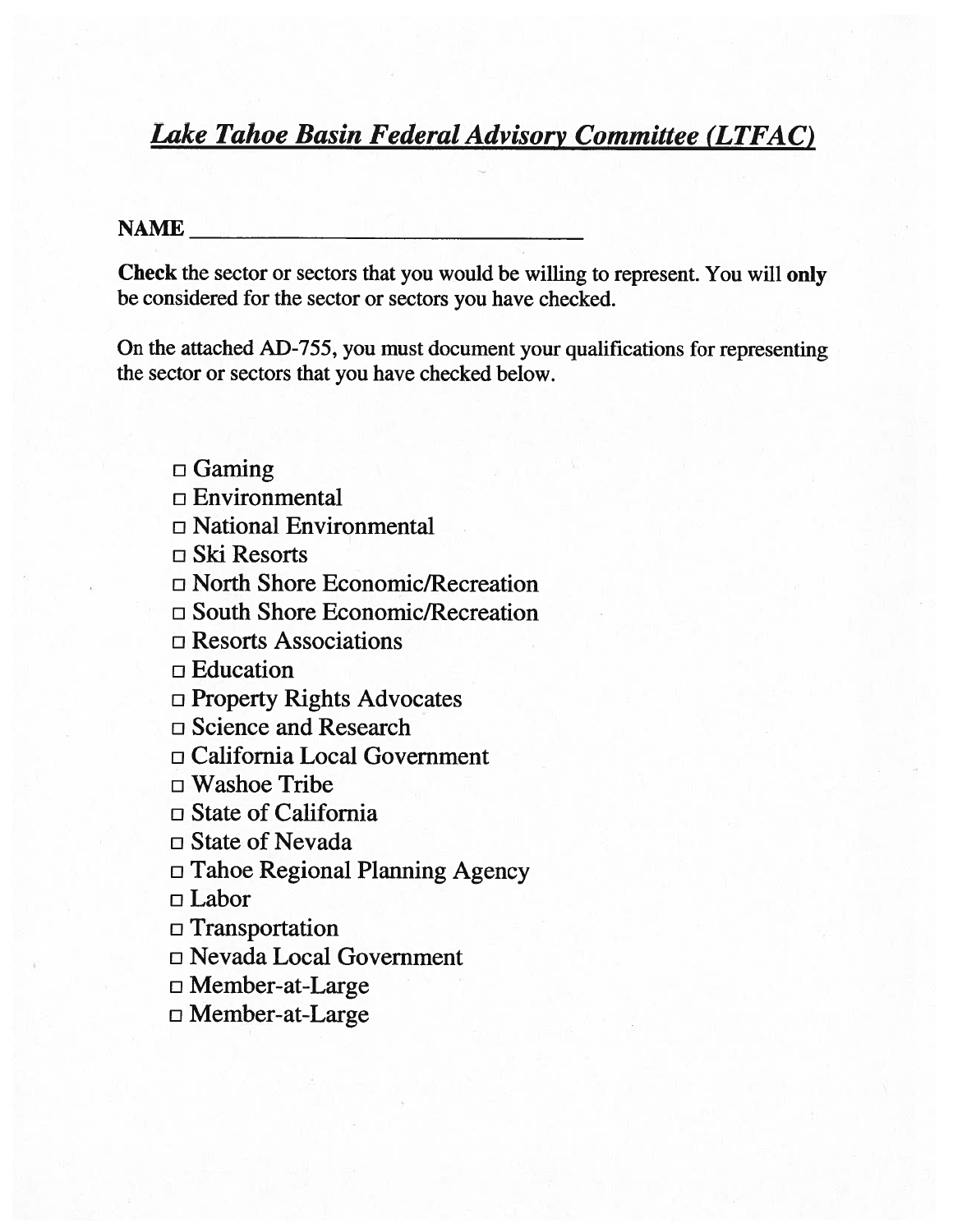# ***Lake Tahoe Basin Federal Advisory Committee (LTFAC)***

**NAME** ______________________________

**Check** the sector or sectors that you would be willing to represent. You will **only** be considered for the sector or sectors you have checked.

On the attached AD-755, you must document your qualifications for representing the sector or sectors that you have checked below.

- ☐ Gaming
- ☐ Environmental
- ☐ National Environmental
- ☐ Ski Resorts
- ☐ North Shore Economic/Recreation
- ☐ South Shore Economic/Recreation
- ☐ Resorts Associations
- ☐ Education
- ☐ Property Rights Advocates
- ☐ Science and Research
- ☐ California Local Government
- ☐ Washoe Tribe
- ☐ State of California
- ☐ State of Nevada
- ☐ Tahoe Regional Planning Agency
- ☐ Labor
- ☐ Transportation
- ☐ Nevada Local Government
- ☐ Member-at-Large
- ☐ Member-at-Large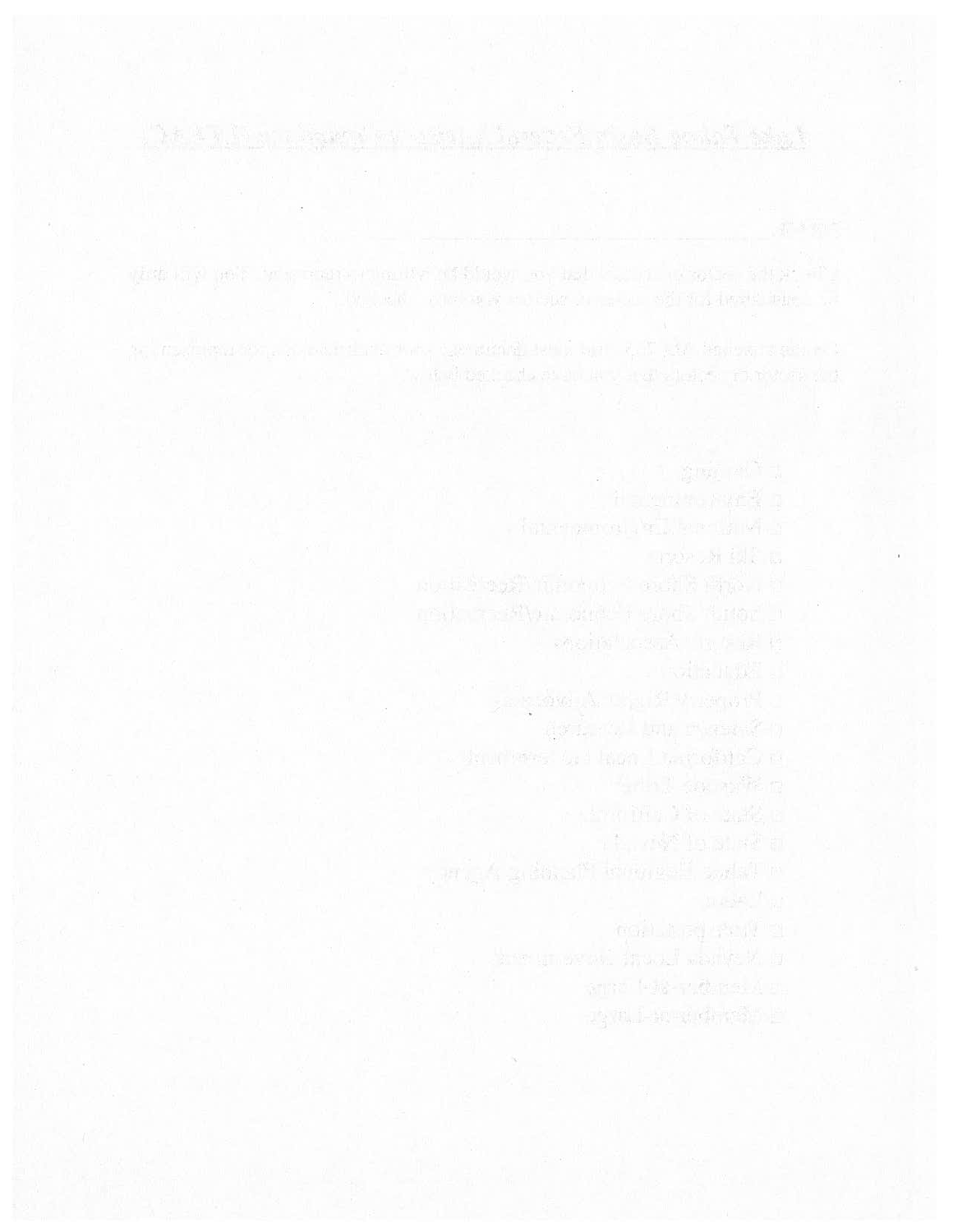# Lake Tahoe South Shore Citizen Advisory Council (CAC)

Name: ___________________________________

Please select the interest that you would like to represent. You may only be considered for the interest seat selected.

□ Gaming
□ Environmental
□ Residential Development
□ Ski Resorts
□ North Shore Tourism/Recreation
□ South Shore Tourism/Recreation
□ Property Associations
□ Education
□ Property Rights Advocacy
□ Science and Research
□ California Local Government
□ Persons Living
□ State of California
□ State of Nevada
□ Tahoe Regional Planning Agency
□ Labor
□ Transportation
□ Nevada Local Government
□ Member-At-Large
□ Member-At-Large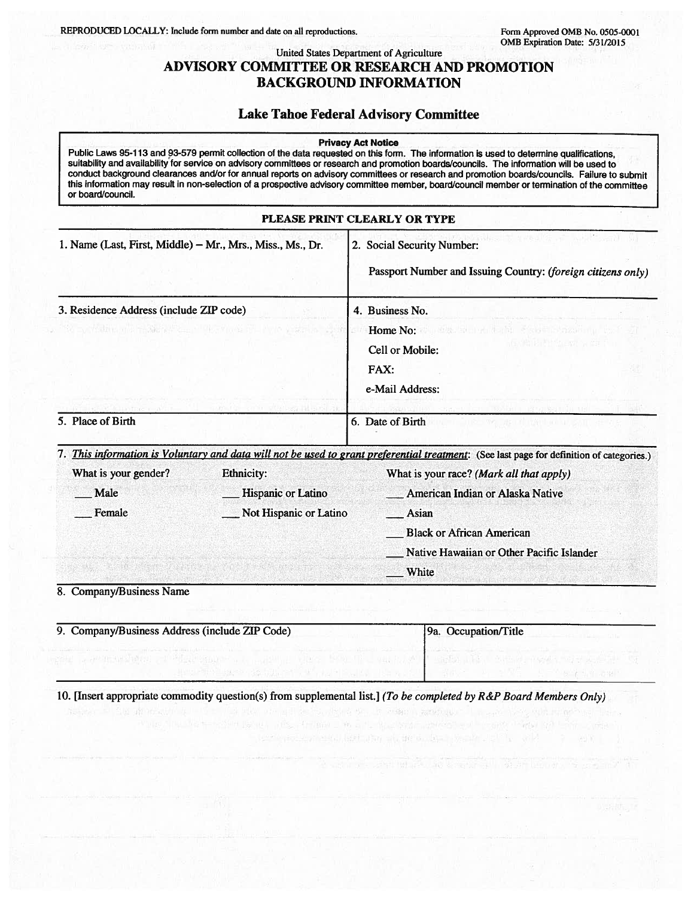REPRODUCED LOCALLY: Include form number and date on all reproductions.

Form Approved OMB No. 0505-0001
OMB Expiration Date: 5/31/2015

United States Department of Agriculture

# ADVISORY COMMITTEE OR RESEARCH AND PROMOTION BACKGROUND INFORMATION

## Lake Tahoe Federal Advisory Committee

**Privacy Act Notice**

Public Laws 95-113 and 93-579 permit collection of the data requested on this form. The information is used to determine qualifications, suitability and availability for service on advisory committees or research and promotion boards/councils. The information will be used to conduct background clearances and/or for annual reports on advisory committees or research and promotion boards/councils. Failure to submit this information may result in non-selection of a prospective advisory committee member, board/council member or termination of the committee or board/council.

**PLEASE PRINT CLEARLY OR TYPE**

| | |
|---|---|
| 1. Name (Last, First, Middle) – Mr., Mrs., Miss., Ms., Dr. | 2. Social Security Number:<br><br>Passport Number and Issuing Country: *(foreign citizens only)* |
| 3. Residence Address (include ZIP code) | 4. Business No.<br>Home No:<br>Cell or Mobile:<br>FAX:<br>e-Mail Address: |
| 5. Place of Birth | 6. Date of Birth |

7. *This information is Voluntary and data will not be used to grant preferential treatment*: (See last page for definition of categories.)

| What is your gender? | Ethnicity: | What is your race? *(Mark all that apply)* |
|---|---|---|
| ___ Male | ___ Hispanic or Latino | ___ American Indian or Alaska Native |
| ___ Female | ___ Not Hispanic or Latino | ___ Asian |
| | | ___ Black or African American |
| | | ___ Native Hawaiian or Other Pacific Islander |
| | | ___ White |

8. Company/Business Name

| | |
|---|---|
| 9. Company/Business Address (include ZIP Code) | 9a. Occupation/Title |

10. [Insert appropriate commodity question(s) from supplemental list.] *(To be completed by R&P Board Members Only)*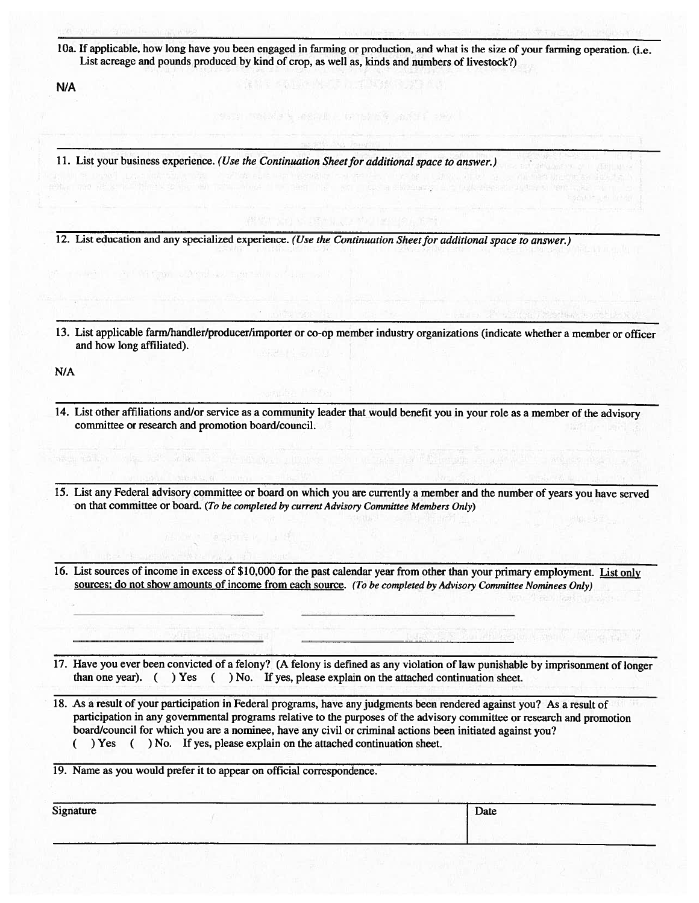10a. If applicable, how long have you been engaged in farming or production, and what is the size of your farming operation. (i.e. List acreage and pounds produced by kind of crop, as well as, kinds and numbers of livestock?)

N/A

11. List your business experience. *(Use the Continuation Sheet for additional space to answer.)*

12. List education and any specialized experience. *(Use the Continuation Sheet for additional space to answer.)*

13. List applicable farm/handler/producer/importer or co-op member industry organizations (indicate whether a member or officer and how long affiliated).

N/A

14. List other affiliations and/or service as a community leader that would benefit you in your role as a member of the advisory committee or research and promotion board/council.

15. List any Federal advisory committee or board on which you are currently a member and the number of years you have served on that committee or board. *(To be completed by current Advisory Committee Members Only)*

16. List sources of income in excess of $10,000 for the past calendar year from other than your primary employment. <u>List only sources; do not show amounts of income from each source</u>. *(To be completed by Advisory Committee Nominees Only)*

\_\_\_\_\_\_\_\_\_\_\_\_\_\_\_\_\_\_\_\_\_\_\_\_\_\_\_\_ \_\_\_\_\_\_\_\_\_\_\_\_\_\_\_\_\_\_\_\_\_\_\_\_\_\_\_\_

\_\_\_\_\_\_\_\_\_\_\_\_\_\_\_\_\_\_\_\_\_\_\_\_\_\_\_\_ \_\_\_\_\_\_\_\_\_\_\_\_\_\_\_\_\_\_\_\_\_\_\_\_\_\_\_\_

17. Have you ever been convicted of a felony? (A felony is defined as any violation of law punishable by imprisonment of longer than one year). ( ) Yes ( ) No. If yes, please explain on the attached continuation sheet.

18. As a result of your participation in Federal programs, have any judgments been rendered against you? As a result of participation in any governmental programs relative to the purposes of the advisory committee or research and promotion board/council for which you are a nominee, have any civil or criminal actions been initiated against you?
( ) Yes ( ) No. If yes, please explain on the attached continuation sheet.

19. Name as you would prefer it to appear on official correspondence.

| Signature | Date |
| --- | --- |
| | |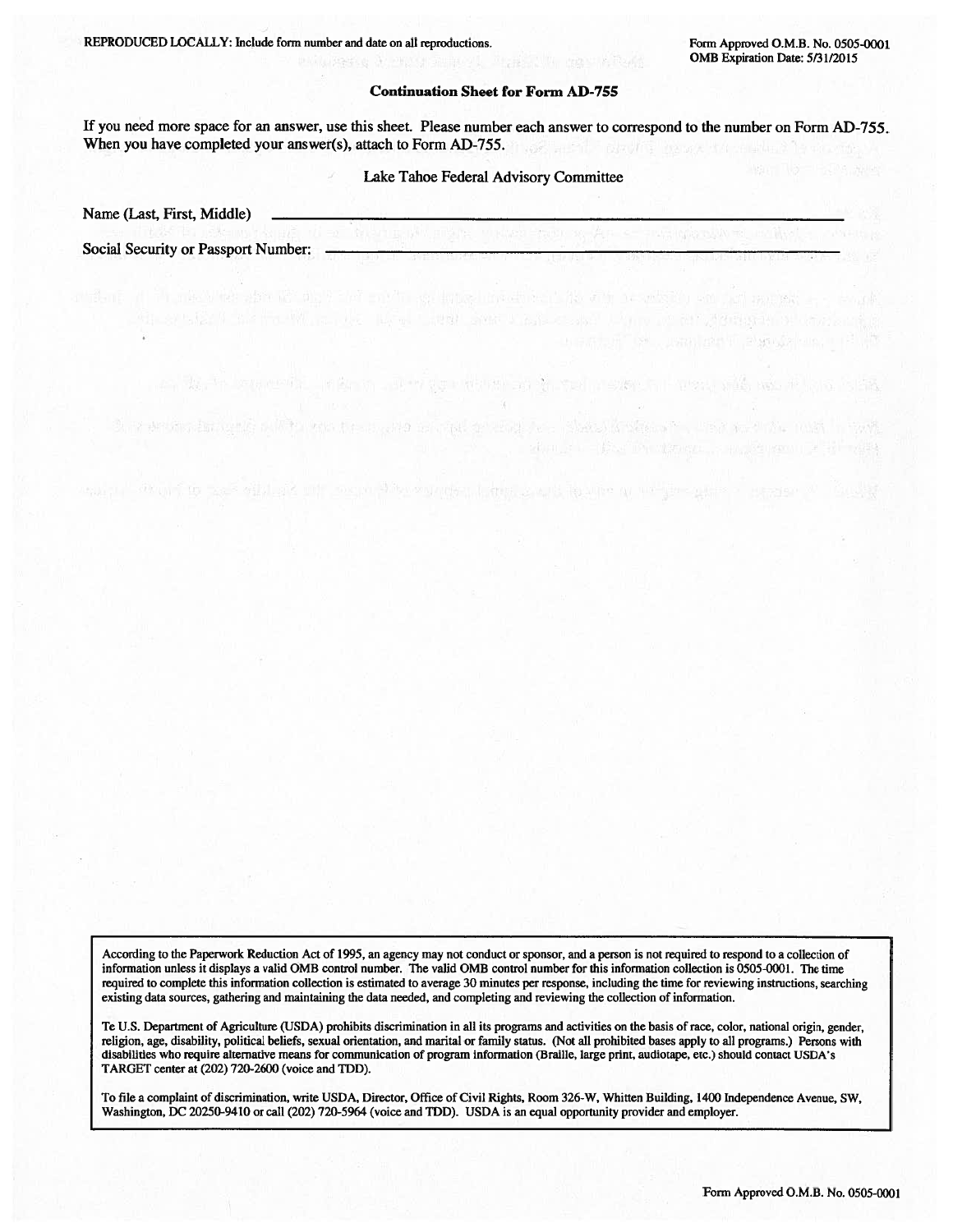REPRODUCED LOCALLY: Include form number and date on all reproductions.

Form Approved O.M.B. No. 0505-0001
OMB Expiration Date: 5/31/2015

**Continuation Sheet for Form AD-755**

If you need more space for an answer, use this sheet. Please number each answer to correspond to the number on Form AD-755. When you have completed your answer(s), attach to Form AD-755.

Lake Tahoe Federal Advisory Committee

Name (Last, First, Middle) \_\_\_\_\_\_\_\_\_\_\_\_\_\_\_\_\_\_\_\_\_\_\_\_\_\_\_\_\_\_\_\_\_\_\_\_\_\_\_\_\_\_\_\_\_\_

Social Security or Passport Number: \_\_\_\_\_\_\_\_\_\_\_\_\_\_\_\_\_\_\_\_\_\_\_\_\_\_\_\_\_\_\_\_\_\_\_\_\_\_\_\_

According to the Paperwork Reduction Act of 1995, an agency may not conduct or sponsor, and a person is not required to respond to a collection of information unless it displays a valid OMB control number. The valid OMB control number for this information collection is 0505-0001. The time required to complete this information collection is estimated to average 30 minutes per response, including the time for reviewing instructions, searching existing data sources, gathering and maintaining the data needed, and completing and reviewing the collection of information.

Te U.S. Department of Agriculture (USDA) prohibits discrimination in all its programs and activities on the basis of race, color, national origin, gender, religion, age, disability, political beliefs, sexual orientation, and marital or family status. (Not all prohibited bases apply to all programs.) Persons with disabilities who require alternative means for communication of program information (Braille, large print, audiotape, etc.) should contact USDA's TARGET center at (202) 720-2600 (voice and TDD).

To file a complaint of discrimination, write USDA, Director, Office of Civil Rights, Room 326-W, Whitten Building, 1400 Independence Avenue, SW, Washington, DC 20250-9410 or call (202) 720-5964 (voice and TDD). USDA is an equal opportunity provider and employer.

Form Approved O.M.B. No. 0505-0001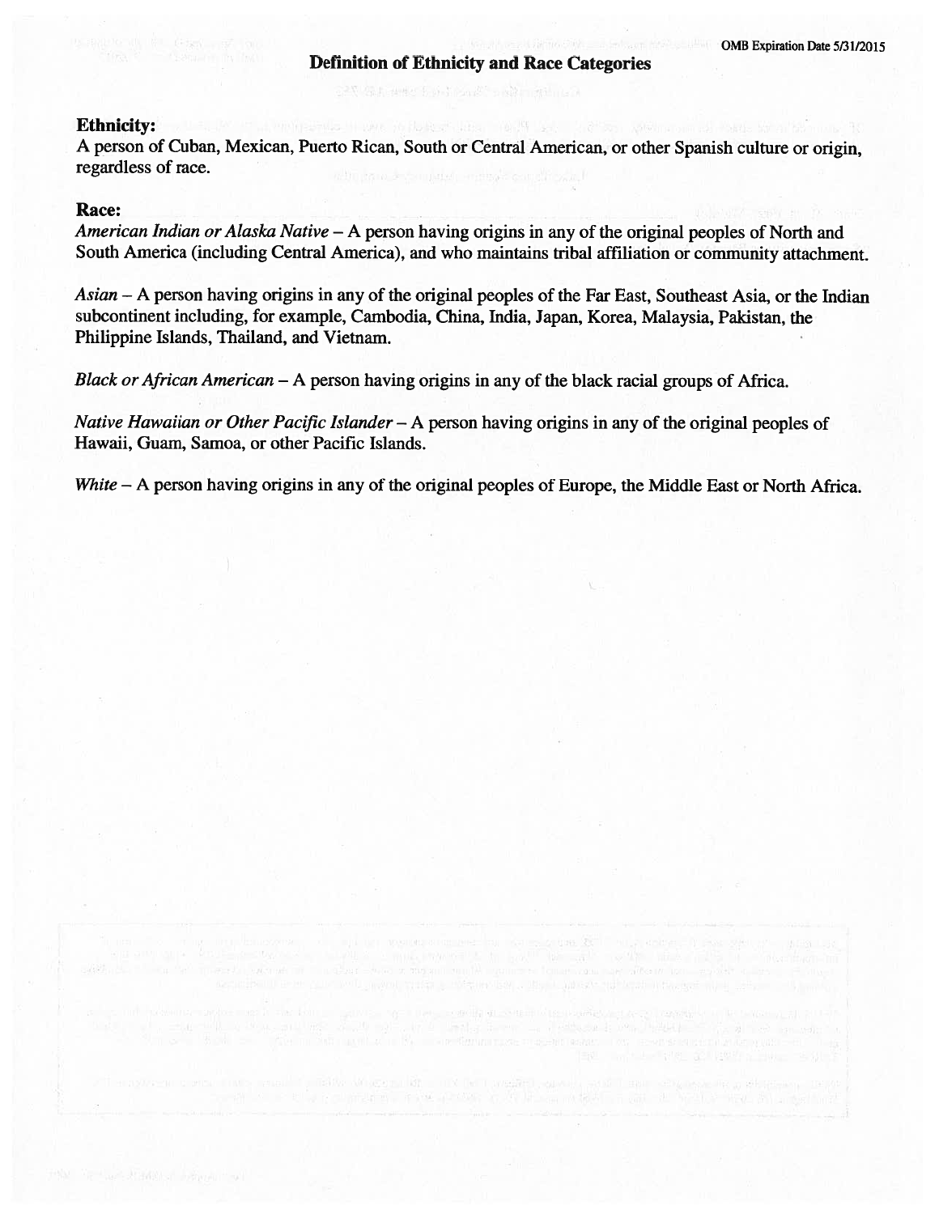OMB Expiration Date 5/31/2015

# Definition of Ethnicity and Race Categories

**Ethnicity:**
A person of Cuban, Mexican, Puerto Rican, South or Central American, or other Spanish culture or origin, regardless of race.

**Race:**
*American Indian or Alaska Native* – A person having origins in any of the original peoples of North and South America (including Central America), and who maintains tribal affiliation or community attachment.

*Asian* – A person having origins in any of the original peoples of the Far East, Southeast Asia, or the Indian subcontinent including, for example, Cambodia, China, India, Japan, Korea, Malaysia, Pakistan, the Philippine Islands, Thailand, and Vietnam.

*Black or African American* – A person having origins in any of the black racial groups of Africa.

*Native Hawaiian or Other Pacific Islander* – A person having origins in any of the original peoples of Hawaii, Guam, Samoa, or other Pacific Islands.

*White* – A person having origins in any of the original peoples of Europe, the Middle East or North Africa.